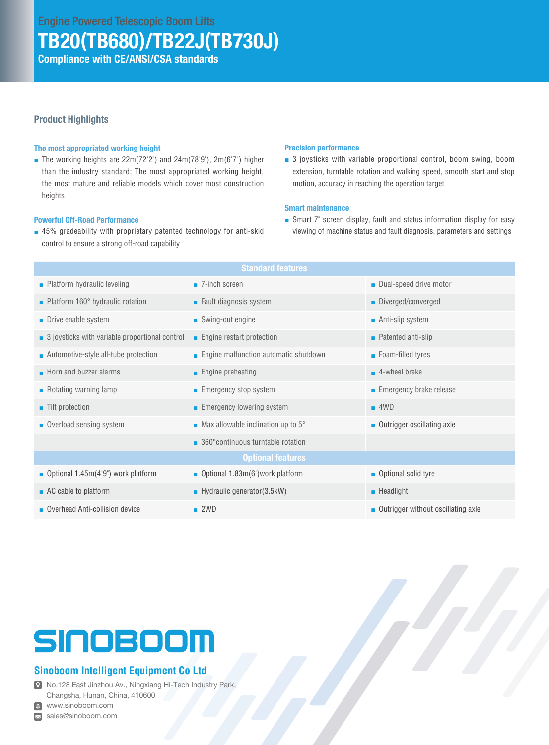Engine Powered Telescopic Boom Lifts

# TB20(TB680)/TB22J(TB730J)

**Compliance with CE/ANSI/CSA standards**

## Product Highlights

### The most appropriated working height

- The working heights are 22m(72'2") and 24m(78'9"), 2m(6'7") higher than the industry standard; The most appropriated working height, the most mature and reliable models which cover most construction heights

### Powerful Off-Road Performance

- 45% gradeability with proprietary patented technology for anti-skid control to ensure a strong off-road capability

### Precision performance

- 3 joysticks with variable proportional control, boom swing, boom extension, turntable rotation and walking speed, smooth start and stop motion, accuracy in reaching the operation target

### Smart maintenance

- Smart 7" screen display, fault and status information display for easy viewing of machine status and fault diagnosis, parameters and settings

| Standard features | | |
|---|---|---|
| Platform hydraulic leveling | 7-inch screen | Dual-speed drive motor |
| Platform 160° hydraulic rotation | Fault diagnosis system | Diverged/converged |
| Drive enable system | Swing-out engine | Anti-slip system |
| 3 joysticks with variable proportional control | Engine restart protection | Patented anti-slip |
| Automotive-style all-tube protection | Engine malfunction automatic shutdown | Foam-filled tyres |
| Horn and buzzer alarms | Engine preheating | 4-wheel brake |
| Rotating warning lamp | Emergency stop system | Emergency brake release |
| Tilt protection | Emergency lowering system | 4WD |
| Overload sensing system | Max allowable inclination up to 5° | Outrigger oscillating axle |
| | 360°continuous turntable rotation | |
| **Optional features** | | |
| Optional 1.45m(4'9") work platform | Optional 1.83m(6')work platform | Optional solid tyre |
| AC cable to platform | Hydraulic generator(3.5kW) | Headlight |
| Overhead Anti-collision device | 2WD | Outrigger without oscillating axle |

SINOBOOM

**Sinoboom Intelligent Equipment Co Ltd**

No.128 East Jinzhou Av., Ningxiang Hi-Tech Industry Park, Changsha, Hunan, China, 410600

www.sinoboom.com

sales@sinoboom.com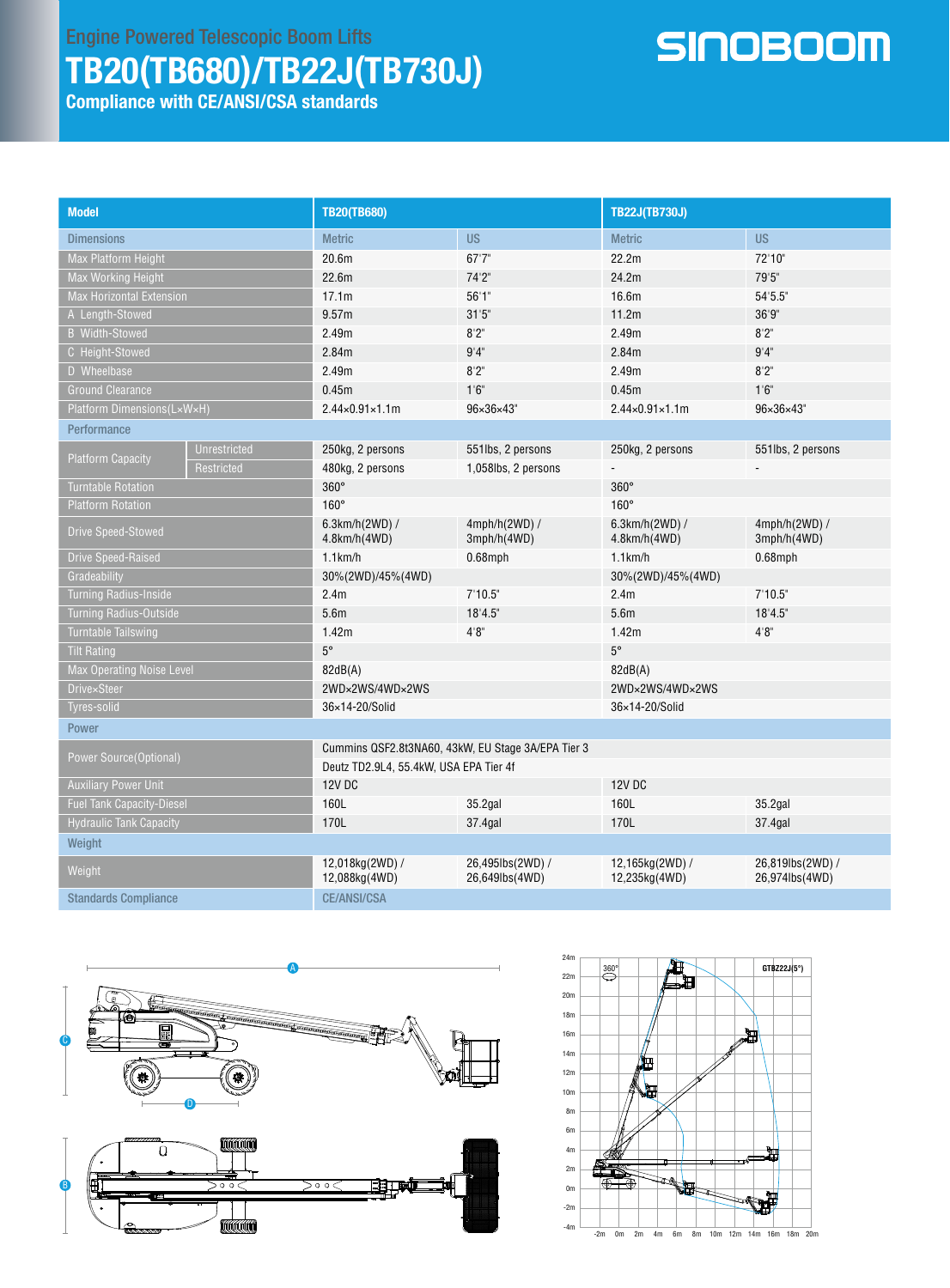Engine Powered Telescopic Boom Lifts

# TB20(TB680)/TB22J(TB730J)

**Compliance with CE/ANSI/CSA standards**

SINOBOOM

| Model | | TB20(TB680) | | TB22J(TB730J) | |
|---|---|---|---|---|---|
| **Dimensions** | | Metric | US | Metric | US |
| Max Platform Height | | 20.6m | 67'7" | 22.2m | 72'10" |
| Max Working Height | | 22.6m | 74'2" | 24.2m | 79'5" |
| Max Horizontal Extension | | 17.1m | 56'1" | 16.6m | 54'5.5" |
| A Length-Stowed | | 9.57m | 31'5" | 11.2m | 36'9" |
| B Width-Stowed | | 2.49m | 8'2" | 2.49m | 8'2" |
| C Height-Stowed | | 2.84m | 9'4" | 2.84m | 9'4" |
| D Wheelbase | | 2.49m | 8'2" | 2.49m | 8'2" |
| Ground Clearance | | 0.45m | 1'6" | 0.45m | 1'6" |
| Platform Dimensions(L×W×H) | | 2.44×0.91×1.1m | 96×36×43" | 2.44×0.91×1.1m | 96×36×43" |
| **Performance** | | | | | |
| Platform Capacity | Unrestricted | 250kg, 2 persons | 551lbs, 2 persons | 250kg, 2 persons | 551lbs, 2 persons |
| | Restricted | 480kg, 2 persons | 1,058lbs, 2 persons | - | - |
| Turntable Rotation | | 360° | | 360° | |
| Platform Rotation | | 160° | | 160° | |
| Drive Speed-Stowed | | 6.3km/h(2WD) / 4.8km/h(4WD) | 4mph/h(2WD) / 3mph/h(4WD) | 6.3km/h(2WD) / 4.8km/h(4WD) | 4mph/h(2WD) / 3mph/h(4WD) |
| Drive Speed-Raised | | 1.1km/h | 0.68mph | 1.1km/h | 0.68mph |
| Gradeability | | 30%(2WD)/45%(4WD) | | 30%(2WD)/45%(4WD) | |
| Turning Radius-Inside | | 2.4m | 7'10.5" | 2.4m | 7'10.5" |
| Turning Radius-Outside | | 5.6m | 18'4.5" | 5.6m | 18'4.5" |
| Turntable Tailswing | | 1.42m | 4'8" | 1.42m | 4'8" |
| Tilt Rating | | 5° | | 5° | |
| Max Operating Noise Level | | 82dB(A) | | 82dB(A) | |
| Drive×Steer | | 2WD×2WS/4WD×2WS | | 2WD×2WS/4WD×2WS | |
| Tyres-solid | | 36×14-20/Solid | | 36×14-20/Solid | |
| **Power** | | | | | |
| Power Source(Optional) | | Cummins QSF2.8t3NA60, 43kW, EU Stage 3A/EPA Tier 3<br>Deutz TD2.9L4, 55.4kW, USA EPA Tier 4f | | | |
| Auxiliary Power Unit | | 12V DC | | 12V DC | |
| Fuel Tank Capacity-Diesel | | 160L | 35.2gal | 160L | 35.2gal |
| Hydraulic Tank Capacity | | 170L | 37.4gal | 170L | 37.4gal |
| **Weight** | | | | | |
| Weight | | 12,018kg(2WD) / 12,088kg(4WD) | 26,495lbs(2WD) / 26,649lbs(4WD) | 12,165kg(2WD) / 12,235kg(4WD) | 26,819lbs(2WD) / 26,974lbs(4WD) |
| **Standards Compliance** | | CE/ANSI/CSA | | | |

A

C

D

B

24m
22m
20m
18m
16m
14m
12m
10m
8m
6m
4m
2m
0m
-2m
-4m

-2m 0m 2m 4m 6m 8m 10m 12m 14m 16m 18m 20m

360°

GTBZ22J(5°)